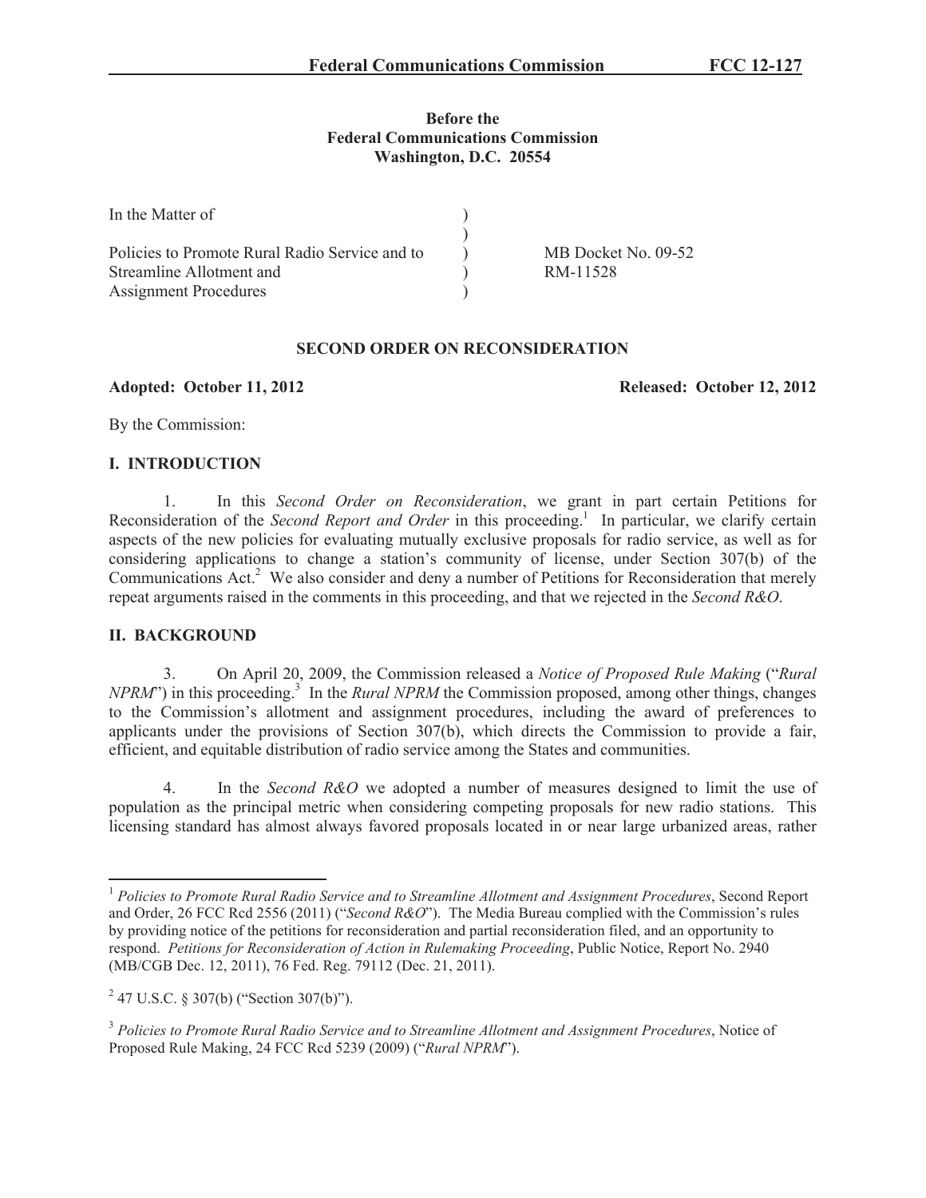**Before the**
**Federal Communications Commission**
**Washington, D.C. 20554**

| In the Matter of | ) | |
|---|---|---|
| | ) | |
| Policies to Promote Rural Radio Service and to | ) | MB Docket No. 09-52 |
| Streamline Allotment and | ) | RM-11528 |
| Assignment Procedures | ) | |

## SECOND ORDER ON RECONSIDERATION

**Adopted: October 11, 2012** **Released: October 12, 2012**

By the Commission:

## I. INTRODUCTION

1. In this *Second Order on Reconsideration*, we grant in part certain Petitions for Reconsideration of the *Second Report and Order* in this proceeding.[1] In particular, we clarify certain aspects of the new policies for evaluating mutually exclusive proposals for radio service, as well as for considering applications to change a station's community of license, under Section 307(b) of the Communications Act.[2] We also consider and deny a number of Petitions for Reconsideration that merely repeat arguments raised in the comments in this proceeding, and that we rejected in the *Second R&O*.

## II. BACKGROUND

3. On April 20, 2009, the Commission released a *Notice of Proposed Rule Making* ("*Rural NPRM*") in this proceeding.[3] In the *Rural NPRM* the Commission proposed, among other things, changes to the Commission's allotment and assignment procedures, including the award of preferences to applicants under the provisions of Section 307(b), which directs the Commission to provide a fair, efficient, and equitable distribution of radio service among the States and communities.

4. In the *Second R&O* we adopted a number of measures designed to limit the use of population as the principal metric when considering competing proposals for new radio stations. This licensing standard has almost always favored proposals located in or near large urbanized areas, rather

[1] *Policies to Promote Rural Radio Service and to Streamline Allotment and Assignment Procedures*, Second Report and Order, 26 FCC Rcd 2556 (2011) ("*Second R&O*"). The Media Bureau complied with the Commission's rules by providing notice of the petitions for reconsideration and partial reconsideration filed, and an opportunity to respond. *Petitions for Reconsideration of Action in Rulemaking Proceeding*, Public Notice, Report No. 2940 (MB/CGB Dec. 12, 2011), 76 Fed. Reg. 79112 (Dec. 21, 2011).

[2] 47 U.S.C. § 307(b) ("Section 307(b)").

[3] *Policies to Promote Rural Radio Service and to Streamline Allotment and Assignment Procedures*, Notice of Proposed Rule Making, 24 FCC Rcd 5239 (2009) ("*Rural NPRM*").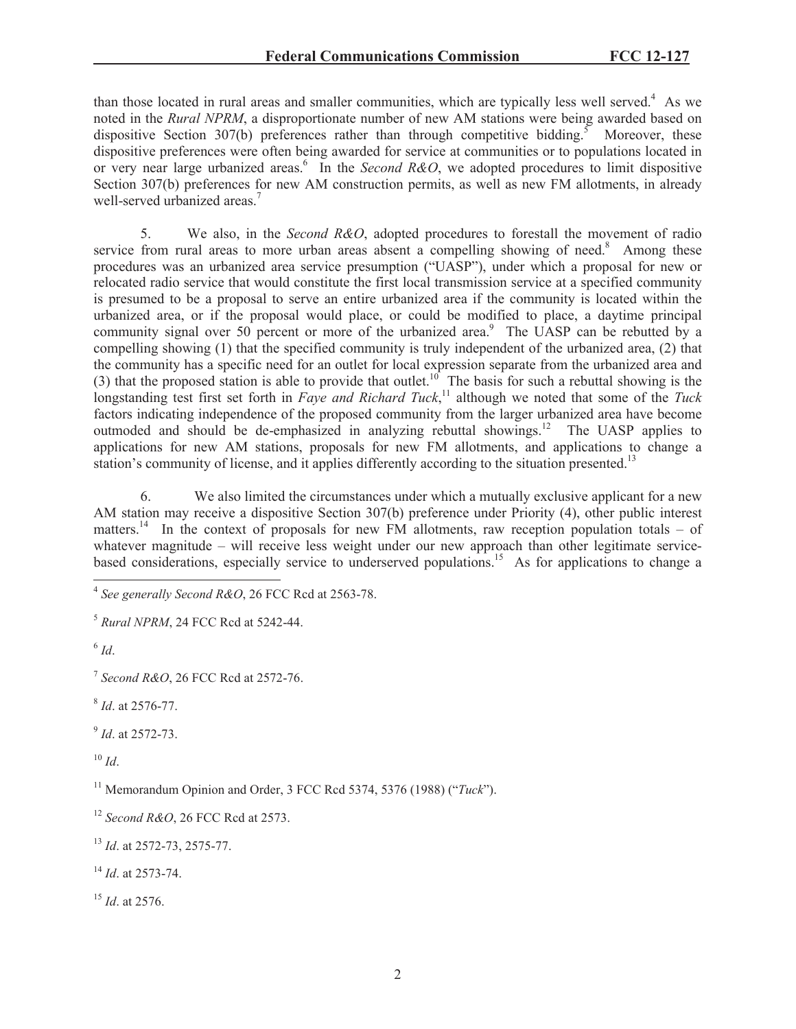than those located in rural areas and smaller communities, which are typically less well served.[4] As we noted in the *Rural NPRM*, a disproportionate number of new AM stations were being awarded based on dispositive Section 307(b) preferences rather than through competitive bidding.[5] Moreover, these dispositive preferences were often being awarded for service at communities or to populations located in or very near large urbanized areas.[6] In the *Second R&O*, we adopted procedures to limit dispositive Section 307(b) preferences for new AM construction permits, as well as new FM allotments, in already well-served urbanized areas.[7]

5. We also, in the *Second R&O*, adopted procedures to forestall the movement of radio service from rural areas to more urban areas absent a compelling showing of need.[8] Among these procedures was an urbanized area service presumption ("UASP"), under which a proposal for new or relocated radio service that would constitute the first local transmission service at a specified community is presumed to be a proposal to serve an entire urbanized area if the community is located within the urbanized area, or if the proposal would place, or could be modified to place, a daytime principal community signal over 50 percent or more of the urbanized area.[9] The UASP can be rebutted by a compelling showing (1) that the specified community is truly independent of the urbanized area, (2) that the community has a specific need for an outlet for local expression separate from the urbanized area and (3) that the proposed station is able to provide that outlet.[10] The basis for such a rebuttal showing is the longstanding test first set forth in *Faye and Richard Tuck*,[11] although we noted that some of the *Tuck* factors indicating independence of the proposed community from the larger urbanized area have become outmoded and should be de-emphasized in analyzing rebuttal showings.[12] The UASP applies to applications for new AM stations, proposals for new FM allotments, and applications to change a station's community of license, and it applies differently according to the situation presented.[13]

6. We also limited the circumstances under which a mutually exclusive applicant for a new AM station may receive a dispositive Section 307(b) preference under Priority (4), other public interest matters.[14] In the context of proposals for new FM allotments, raw reception population totals – of whatever magnitude – will receive less weight under our new approach than other legitimate service-based considerations, especially service to underserved populations.[15] As for applications to change a

---

[4] *See generally Second R&O*, 26 FCC Rcd at 2563-78.

[5] *Rural NPRM*, 24 FCC Rcd at 5242-44.

[6] *Id*.

[7] *Second R&O*, 26 FCC Rcd at 2572-76.

[8] *Id*. at 2576-77.

[9] *Id*. at 2572-73.

[10] *Id*.

[11] Memorandum Opinion and Order, 3 FCC Rcd 5374, 5376 (1988) ("*Tuck*").

[12] *Second R&O*, 26 FCC Rcd at 2573.

[13] *Id*. at 2572-73, 2575-77.

[14] *Id*. at 2573-74.

[15] *Id*. at 2576.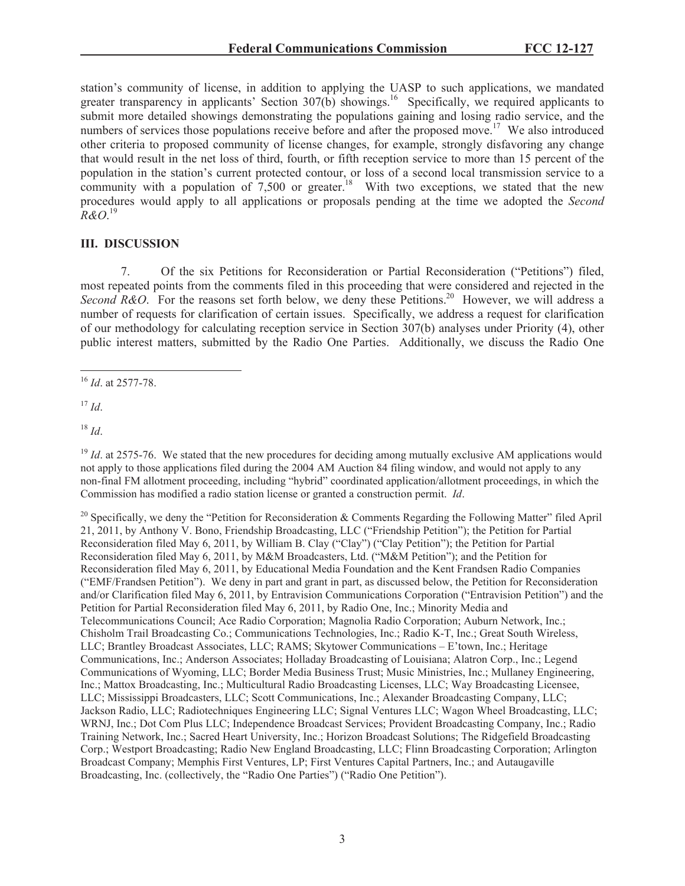station's community of license, in addition to applying the UASP to such applications, we mandated greater transparency in applicants' Section 307(b) showings.[16] Specifically, we required applicants to submit more detailed showings demonstrating the populations gaining and losing radio service, and the numbers of services those populations receive before and after the proposed move.[17] We also introduced other criteria to proposed community of license changes, for example, strongly disfavoring any change that would result in the net loss of third, fourth, or fifth reception service to more than 15 percent of the population in the station's current protected contour, or loss of a second local transmission service to a community with a population of 7,500 or greater.[18] With two exceptions, we stated that the new procedures would apply to all applications or proposals pending at the time we adopted the *Second R&O*.[19]

## III. DISCUSSION

7. Of the six Petitions for Reconsideration or Partial Reconsideration ("Petitions") filed, most repeated points from the comments filed in this proceeding that were considered and rejected in the *Second R&O*. For the reasons set forth below, we deny these Petitions.[20] However, we will address a number of requests for clarification of certain issues. Specifically, we address a request for clarification of our methodology for calculating reception service in Section 307(b) analyses under Priority (4), other public interest matters, submitted by the Radio One Parties. Additionally, we discuss the Radio One

---

[16] *Id*. at 2577-78.

[17] *Id*.

[18] *Id*.

[19] *Id*. at 2575-76. We stated that the new procedures for deciding among mutually exclusive AM applications would not apply to those applications filed during the 2004 AM Auction 84 filing window, and would not apply to any non-final FM allotment proceeding, including "hybrid" coordinated application/allotment proceedings, in which the Commission has modified a radio station license or granted a construction permit. *Id*.

[20] Specifically, we deny the "Petition for Reconsideration & Comments Regarding the Following Matter" filed April 21, 2011, by Anthony V. Bono, Friendship Broadcasting, LLC ("Friendship Petition"); the Petition for Partial Reconsideration filed May 6, 2011, by William B. Clay ("Clay") ("Clay Petition"); the Petition for Partial Reconsideration filed May 6, 2011, by M&M Broadcasters, Ltd. ("M&M Petition"); and the Petition for Reconsideration filed May 6, 2011, by Educational Media Foundation and the Kent Frandsen Radio Companies ("EMF/Frandsen Petition"). We deny in part and grant in part, as discussed below, the Petition for Reconsideration and/or Clarification filed May 6, 2011, by Entravision Communications Corporation ("Entravision Petition") and the Petition for Partial Reconsideration filed May 6, 2011, by Radio One, Inc.; Minority Media and Telecommunications Council; Ace Radio Corporation; Magnolia Radio Corporation; Auburn Network, Inc.; Chisholm Trail Broadcasting Co.; Communications Technologies, Inc.; Radio K-T, Inc.; Great South Wireless, LLC; Brantley Broadcast Associates, LLC; RAMS; Skytower Communications – E'town, Inc.; Heritage Communications, Inc.; Anderson Associates; Holladay Broadcasting of Louisiana; Alatron Corp., Inc.; Legend Communications of Wyoming, LLC; Border Media Business Trust; Music Ministries, Inc.; Mullaney Engineering, Inc.; Mattox Broadcasting, Inc.; Multicultural Radio Broadcasting Licenses, LLC; Way Broadcasting Licensee, LLC; Mississippi Broadcasters, LLC; Scott Communications, Inc.; Alexander Broadcasting Company, LLC; Jackson Radio, LLC; Radiotechniques Engineering LLC; Signal Ventures LLC; Wagon Wheel Broadcasting, LLC; WRNJ, Inc.; Dot Com Plus LLC; Independence Broadcast Services; Provident Broadcasting Company, Inc.; Radio Training Network, Inc.; Sacred Heart University, Inc.; Horizon Broadcast Solutions; The Ridgefield Broadcasting Corp.; Westport Broadcasting; Radio New England Broadcasting, LLC; Flinn Broadcasting Corporation; Arlington Broadcast Company; Memphis First Ventures, LP; First Ventures Capital Partners, Inc.; and Autaugaville Broadcasting, Inc. (collectively, the "Radio One Parties") ("Radio One Petition").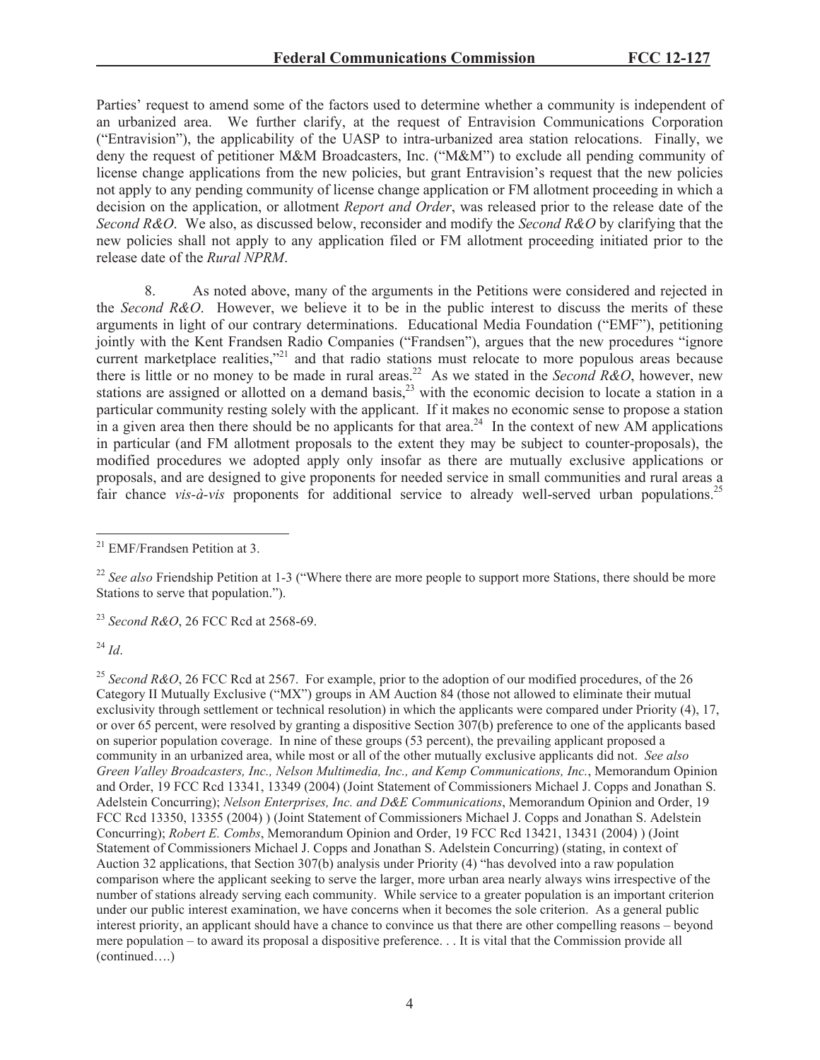Parties' request to amend some of the factors used to determine whether a community is independent of an urbanized area. We further clarify, at the request of Entravision Communications Corporation ("Entravision"), the applicability of the UASP to intra-urbanized area station relocations. Finally, we deny the request of petitioner M&M Broadcasters, Inc. ("M&M") to exclude all pending community of license change applications from the new policies, but grant Entravision's request that the new policies not apply to any pending community of license change application or FM allotment proceeding in which a decision on the application, or allotment *Report and Order*, was released prior to the release date of the *Second R&O*. We also, as discussed below, reconsider and modify the *Second R&O* by clarifying that the new policies shall not apply to any application filed or FM allotment proceeding initiated prior to the release date of the *Rural NPRM*.

8. As noted above, many of the arguments in the Petitions were considered and rejected in the *Second R&O*. However, we believe it to be in the public interest to discuss the merits of these arguments in light of our contrary determinations. Educational Media Foundation ("EMF"), petitioning jointly with the Kent Frandsen Radio Companies ("Frandsen"), argues that the new procedures "ignore current marketplace realities,"[21] and that radio stations must relocate to more populous areas because there is little or no money to be made in rural areas.[22] As we stated in the *Second R&O*, however, new stations are assigned or allotted on a demand basis,[23] with the economic decision to locate a station in a particular community resting solely with the applicant. If it makes no economic sense to propose a station in a given area then there should be no applicants for that area.[24] In the context of new AM applications in particular (and FM allotment proposals to the extent they may be subject to counter-proposals), the modified procedures we adopted apply only insofar as there are mutually exclusive applications or proposals, and are designed to give proponents for needed service in small communities and rural areas a fair chance *vis-à-vis* proponents for additional service to already well-served urban populations.[25]

---

[21] EMF/Frandsen Petition at 3.

[22] *See also* Friendship Petition at 1-3 ("Where there are more people to support more Stations, there should be more Stations to serve that population.").

[23] *Second R&O*, 26 FCC Rcd at 2568-69.

[24] *Id*.

[25] *Second R&O*, 26 FCC Rcd at 2567. For example, prior to the adoption of our modified procedures, of the 26 Category II Mutually Exclusive ("MX") groups in AM Auction 84 (those not allowed to eliminate their mutual exclusivity through settlement or technical resolution) in which the applicants were compared under Priority (4), 17, or over 65 percent, were resolved by granting a dispositive Section 307(b) preference to one of the applicants based on superior population coverage. In nine of these groups (53 percent), the prevailing applicant proposed a community in an urbanized area, while most or all of the other mutually exclusive applicants did not. *See also Green Valley Broadcasters, Inc., Nelson Multimedia, Inc., and Kemp Communications, Inc.*, Memorandum Opinion and Order, 19 FCC Rcd 13341, 13349 (2004) (Joint Statement of Commissioners Michael J. Copps and Jonathan S. Adelstein Concurring); *Nelson Enterprises, Inc. and D&E Communications*, Memorandum Opinion and Order, 19 FCC Rcd 13350, 13355 (2004) ) (Joint Statement of Commissioners Michael J. Copps and Jonathan S. Adelstein Concurring); *Robert E. Combs*, Memorandum Opinion and Order, 19 FCC Rcd 13421, 13431 (2004) ) (Joint Statement of Commissioners Michael J. Copps and Jonathan S. Adelstein Concurring) (stating, in context of Auction 32 applications, that Section 307(b) analysis under Priority (4) "has devolved into a raw population comparison where the applicant seeking to serve the larger, more urban area nearly always wins irrespective of the number of stations already serving each community. While service to a greater population is an important criterion under our public interest examination, we have concerns when it becomes the sole criterion. As a general public interest priority, an applicant should have a chance to convince us that there are other compelling reasons – beyond mere population – to award its proposal a dispositive preference. . . It is vital that the Commission provide all (continued….)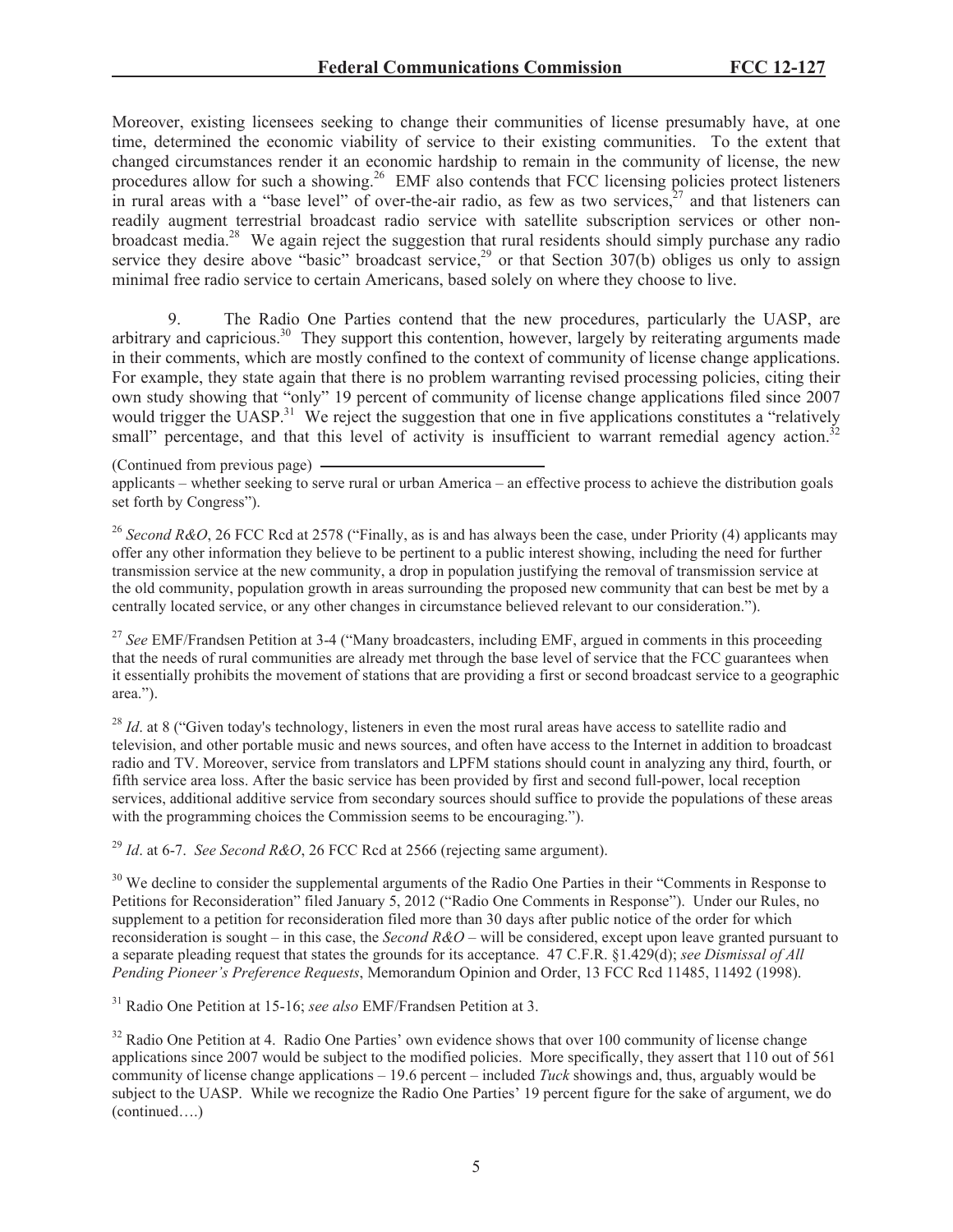Moreover, existing licensees seeking to change their communities of license presumably have, at one time, determined the economic viability of service to their existing communities. To the extent that changed circumstances render it an economic hardship to remain in the community of license, the new procedures allow for such a showing.[26] EMF also contends that FCC licensing policies protect listeners in rural areas with a "base level" of over-the-air radio, as few as two services,[27] and that listeners can readily augment terrestrial broadcast radio service with satellite subscription services or other non-broadcast media.[28] We again reject the suggestion that rural residents should simply purchase any radio service they desire above "basic" broadcast service,[29] or that Section 307(b) obliges us only to assign minimal free radio service to certain Americans, based solely on where they choose to live.

9. The Radio One Parties contend that the new procedures, particularly the UASP, are arbitrary and capricious.[30] They support this contention, however, largely by reiterating arguments made in their comments, which are mostly confined to the context of community of license change applications. For example, they state again that there is no problem warranting revised processing policies, citing their own study showing that "only" 19 percent of community of license change applications filed since 2007 would trigger the UASP.[31] We reject the suggestion that one in five applications constitutes a "relatively small" percentage, and that this level of activity is insufficient to warrant remedial agency action.[32]

(Continued from previous page) applicants – whether seeking to serve rural or urban America – an effective process to achieve the distribution goals set forth by Congress").

[26] *Second R&O*, 26 FCC Rcd at 2578 ("Finally, as is and has always been the case, under Priority (4) applicants may offer any other information they believe to be pertinent to a public interest showing, including the need for further transmission service at the new community, a drop in population justifying the removal of transmission service at the old community, population growth in areas surrounding the proposed new community that can best be met by a centrally located service, or any other changes in circumstance believed relevant to our consideration.").

[27] *See* EMF/Frandsen Petition at 3-4 ("Many broadcasters, including EMF, argued in comments in this proceeding that the needs of rural communities are already met through the base level of service that the FCC guarantees when it essentially prohibits the movement of stations that are providing a first or second broadcast service to a geographic area.").

[28] *Id*. at 8 ("Given today's technology, listeners in even the most rural areas have access to satellite radio and television, and other portable music and news sources, and often have access to the Internet in addition to broadcast radio and TV. Moreover, service from translators and LPFM stations should count in analyzing any third, fourth, or fifth service area loss. After the basic service has been provided by first and second full-power, local reception services, additional additive service from secondary sources should suffice to provide the populations of these areas with the programming choices the Commission seems to be encouraging.").

[29] *Id*. at 6-7. *See Second R&O*, 26 FCC Rcd at 2566 (rejecting same argument).

[30] We decline to consider the supplemental arguments of the Radio One Parties in their "Comments in Response to Petitions for Reconsideration" filed January 5, 2012 ("Radio One Comments in Response"). Under our Rules, no supplement to a petition for reconsideration filed more than 30 days after public notice of the order for which reconsideration is sought – in this case, the *Second R&O* – will be considered, except upon leave granted pursuant to a separate pleading request that states the grounds for its acceptance. 47 C.F.R. §1.429(d); *see Dismissal of All Pending Pioneer's Preference Requests*, Memorandum Opinion and Order, 13 FCC Rcd 11485, 11492 (1998).

[31] Radio One Petition at 15-16; *see also* EMF/Frandsen Petition at 3.

[32] Radio One Petition at 4. Radio One Parties' own evidence shows that over 100 community of license change applications since 2007 would be subject to the modified policies. More specifically, they assert that 110 out of 561 community of license change applications – 19.6 percent – included *Tuck* showings and, thus, arguably would be subject to the UASP. While we recognize the Radio One Parties' 19 percent figure for the sake of argument, we do (continued….)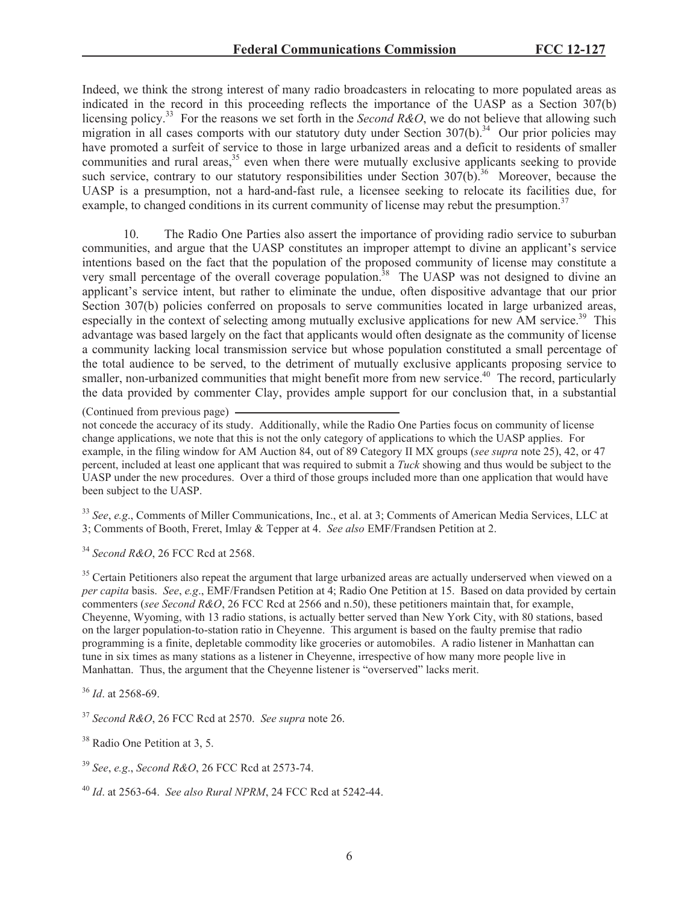Indeed, we think the strong interest of many radio broadcasters in relocating to more populated areas as indicated in the record in this proceeding reflects the importance of the UASP as a Section 307(b) licensing policy.[33] For the reasons we set forth in the *Second R&O*, we do not believe that allowing such migration in all cases comports with our statutory duty under Section 307(b).[34] Our prior policies may have promoted a surfeit of service to those in large urbanized areas and a deficit to residents of smaller communities and rural areas,[35] even when there were mutually exclusive applicants seeking to provide such service, contrary to our statutory responsibilities under Section 307(b).[36] Moreover, because the UASP is a presumption, not a hard-and-fast rule, a licensee seeking to relocate its facilities due, for example, to changed conditions in its current community of license may rebut the presumption.[37]

10. The Radio One Parties also assert the importance of providing radio service to suburban communities, and argue that the UASP constitutes an improper attempt to divine an applicant's service intentions based on the fact that the population of the proposed community of license may constitute a very small percentage of the overall coverage population.[38] The UASP was not designed to divine an applicant's service intent, but rather to eliminate the undue, often dispositive advantage that our prior Section 307(b) policies conferred on proposals to serve communities located in large urbanized areas, especially in the context of selecting among mutually exclusive applications for new AM service.[39] This advantage was based largely on the fact that applicants would often designate as the community of license a community lacking local transmission service but whose population constituted a small percentage of the total audience to be served, to the detriment of mutually exclusive applicants proposing service to smaller, non-urbanized communities that might benefit more from new service.[40] The record, particularly the data provided by commenter Clay, provides ample support for our conclusion that, in a substantial

(Continued from previous page)

not concede the accuracy of its study. Additionally, while the Radio One Parties focus on community of license change applications, we note that this is not the only category of applications to which the UASP applies. For example, in the filing window for AM Auction 84, out of 89 Category II MX groups (*see supra* note 25), 42, or 47 percent, included at least one applicant that was required to submit a *Tuck* showing and thus would be subject to the UASP under the new procedures. Over a third of those groups included more than one application that would have been subject to the UASP.

[33] *See*, *e.g*., Comments of Miller Communications, Inc., et al. at 3; Comments of American Media Services, LLC at 3; Comments of Booth, Freret, Imlay & Tepper at 4. *See also* EMF/Frandsen Petition at 2.

[34] *Second R&O*, 26 FCC Rcd at 2568.

[35] Certain Petitioners also repeat the argument that large urbanized areas are actually underserved when viewed on a *per capita* basis. *See*, *e.g*., EMF/Frandsen Petition at 4; Radio One Petition at 15. Based on data provided by certain commenters (*see Second R&O*, 26 FCC Rcd at 2566 and n.50), these petitioners maintain that, for example, Cheyenne, Wyoming, with 13 radio stations, is actually better served than New York City, with 80 stations, based on the larger population-to-station ratio in Cheyenne. This argument is based on the faulty premise that radio programming is a finite, depletable commodity like groceries or automobiles. A radio listener in Manhattan can tune in six times as many stations as a listener in Cheyenne, irrespective of how many more people live in Manhattan. Thus, the argument that the Cheyenne listener is "overserved" lacks merit.

[36] *Id*. at 2568-69.

[37] *Second R&O*, 26 FCC Rcd at 2570. *See supra* note 26.

[38] Radio One Petition at 3, 5.

[39] *See*, *e.g*., *Second R&O*, 26 FCC Rcd at 2573-74.

[40] *Id*. at 2563-64. *See also Rural NPRM*, 24 FCC Rcd at 5242-44.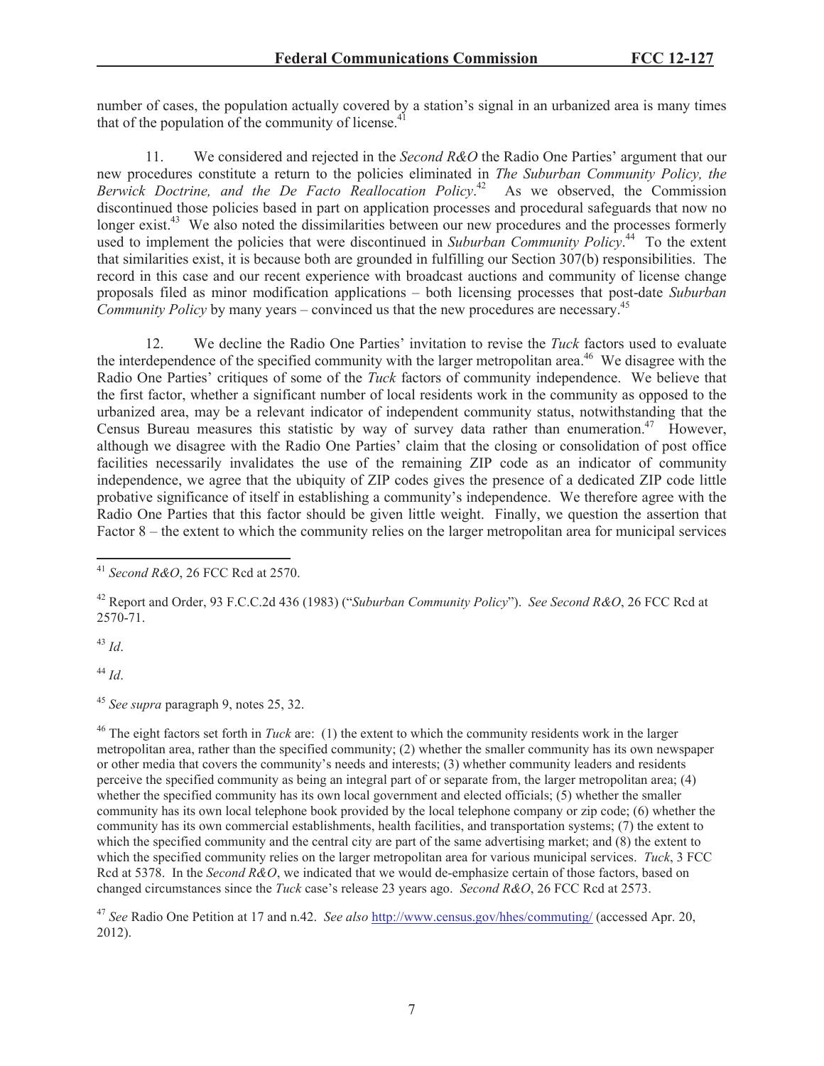number of cases, the population actually covered by a station's signal in an urbanized area is many times that of the population of the community of license.[41]

11. We considered and rejected in the *Second R&O* the Radio One Parties' argument that our new procedures constitute a return to the policies eliminated in *The Suburban Community Policy, the Berwick Doctrine, and the De Facto Reallocation Policy*.[42] As we observed, the Commission discontinued those policies based in part on application processes and procedural safeguards that now no longer exist.[43] We also noted the dissimilarities between our new procedures and the processes formerly used to implement the policies that were discontinued in *Suburban Community Policy*.[44] To the extent that similarities exist, it is because both are grounded in fulfilling our Section 307(b) responsibilities. The record in this case and our recent experience with broadcast auctions and community of license change proposals filed as minor modification applications – both licensing processes that post-date *Suburban Community Policy* by many years – convinced us that the new procedures are necessary.[45]

12. We decline the Radio One Parties' invitation to revise the *Tuck* factors used to evaluate the interdependence of the specified community with the larger metropolitan area.[46] We disagree with the Radio One Parties' critiques of some of the *Tuck* factors of community independence. We believe that the first factor, whether a significant number of local residents work in the community as opposed to the urbanized area, may be a relevant indicator of independent community status, notwithstanding that the Census Bureau measures this statistic by way of survey data rather than enumeration.[47] However, although we disagree with the Radio One Parties' claim that the closing or consolidation of post office facilities necessarily invalidates the use of the remaining ZIP code as an indicator of community independence, we agree that the ubiquity of ZIP codes gives the presence of a dedicated ZIP code little probative significance of itself in establishing a community's independence. We therefore agree with the Radio One Parties that this factor should be given little weight. Finally, we question the assertion that Factor 8 – the extent to which the community relies on the larger metropolitan area for municipal services

---

[41] *Second R&O*, 26 FCC Rcd at 2570.

[42] Report and Order, 93 F.C.C.2d 436 (1983) ("*Suburban Community Policy*"). *See Second R&O*, 26 FCC Rcd at 2570-71.

[43] *Id*.

[44] *Id*.

[45] *See supra* paragraph 9, notes 25, 32.

[46] The eight factors set forth in *Tuck* are: (1) the extent to which the community residents work in the larger metropolitan area, rather than the specified community; (2) whether the smaller community has its own newspaper or other media that covers the community's needs and interests; (3) whether community leaders and residents perceive the specified community as being an integral part of or separate from, the larger metropolitan area; (4) whether the specified community has its own local government and elected officials; (5) whether the smaller community has its own local telephone book provided by the local telephone company or zip code; (6) whether the community has its own commercial establishments, health facilities, and transportation systems; (7) the extent to which the specified community and the central city are part of the same advertising market; and (8) the extent to which the specified community relies on the larger metropolitan area for various municipal services. *Tuck*, 3 FCC Rcd at 5378. In the *Second R&O*, we indicated that we would de-emphasize certain of those factors, based on changed circumstances since the *Tuck* case's release 23 years ago. *Second R&O*, 26 FCC Rcd at 2573.

[47] *See* Radio One Petition at 17 and n.42. *See also* http://www.census.gov/hhes/commuting/ (accessed Apr. 20, 2012).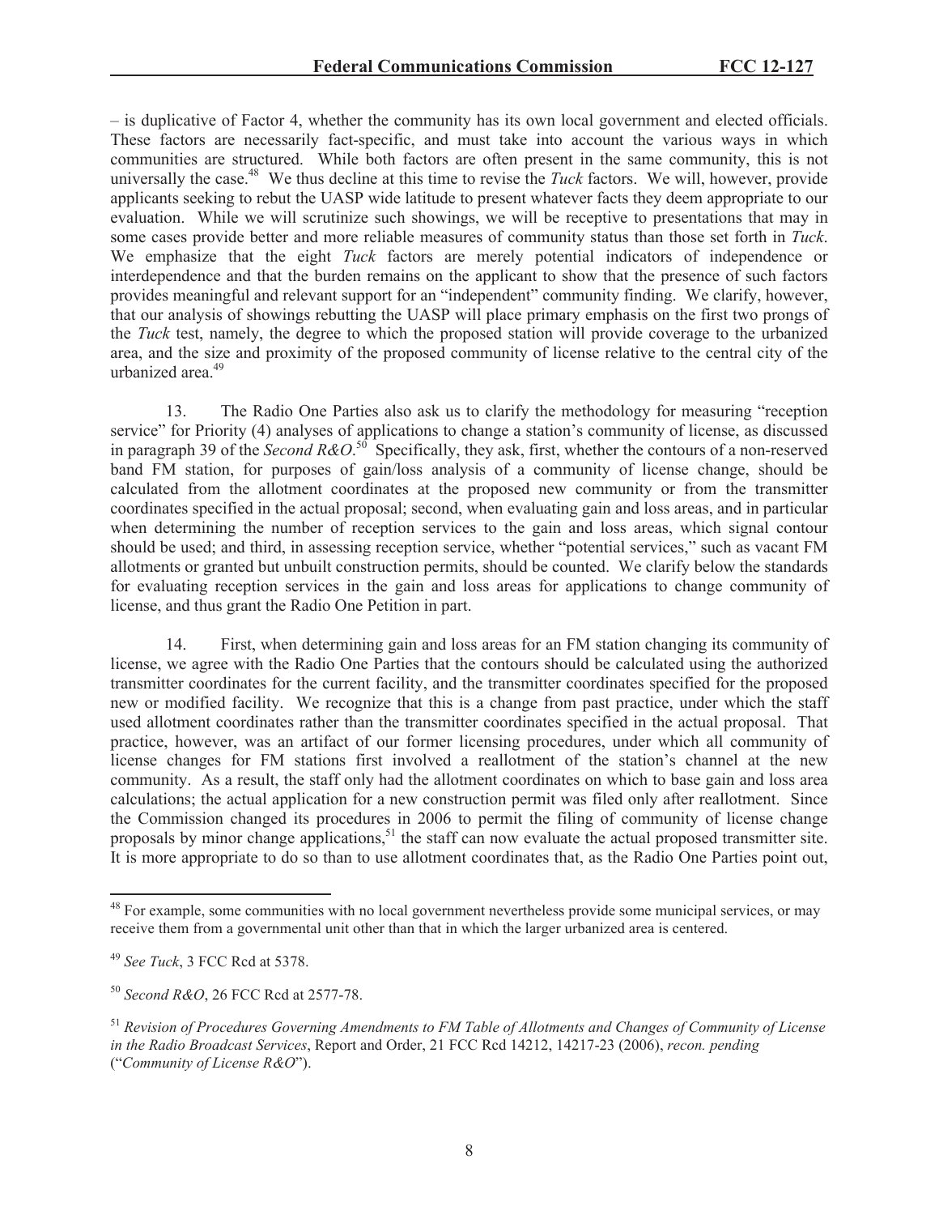– is duplicative of Factor 4, whether the community has its own local government and elected officials. These factors are necessarily fact-specific, and must take into account the various ways in which communities are structured. While both factors are often present in the same community, this is not universally the case.[48] We thus decline at this time to revise the *Tuck* factors. We will, however, provide applicants seeking to rebut the UASP wide latitude to present whatever facts they deem appropriate to our evaluation. While we will scrutinize such showings, we will be receptive to presentations that may in some cases provide better and more reliable measures of community status than those set forth in *Tuck*. We emphasize that the eight *Tuck* factors are merely potential indicators of independence or interdependence and that the burden remains on the applicant to show that the presence of such factors provides meaningful and relevant support for an "independent" community finding. We clarify, however, that our analysis of showings rebutting the UASP will place primary emphasis on the first two prongs of the *Tuck* test, namely, the degree to which the proposed station will provide coverage to the urbanized area, and the size and proximity of the proposed community of license relative to the central city of the urbanized area.[49]

13. The Radio One Parties also ask us to clarify the methodology for measuring "reception service" for Priority (4) analyses of applications to change a station's community of license, as discussed in paragraph 39 of the *Second R&O*.[50] Specifically, they ask, first, whether the contours of a non-reserved band FM station, for purposes of gain/loss analysis of a community of license change, should be calculated from the allotment coordinates at the proposed new community or from the transmitter coordinates specified in the actual proposal; second, when evaluating gain and loss areas, and in particular when determining the number of reception services to the gain and loss areas, which signal contour should be used; and third, in assessing reception service, whether "potential services," such as vacant FM allotments or granted but unbuilt construction permits, should be counted. We clarify below the standards for evaluating reception services in the gain and loss areas for applications to change community of license, and thus grant the Radio One Petition in part.

14. First, when determining gain and loss areas for an FM station changing its community of license, we agree with the Radio One Parties that the contours should be calculated using the authorized transmitter coordinates for the current facility, and the transmitter coordinates specified for the proposed new or modified facility. We recognize that this is a change from past practice, under which the staff used allotment coordinates rather than the transmitter coordinates specified in the actual proposal. That practice, however, was an artifact of our former licensing procedures, under which all community of license changes for FM stations first involved a reallotment of the station's channel at the new community. As a result, the staff only had the allotment coordinates on which to base gain and loss area calculations; the actual application for a new construction permit was filed only after reallotment. Since the Commission changed its procedures in 2006 to permit the filing of community of license change proposals by minor change applications,[51] the staff can now evaluate the actual proposed transmitter site. It is more appropriate to do so than to use allotment coordinates that, as the Radio One Parties point out,

---

[48] For example, some communities with no local government nevertheless provide some municipal services, or may receive them from a governmental unit other than that in which the larger urbanized area is centered.

[49] *See Tuck*, 3 FCC Rcd at 5378.

[50] *Second R&O*, 26 FCC Rcd at 2577-78.

[51] *Revision of Procedures Governing Amendments to FM Table of Allotments and Changes of Community of License in the Radio Broadcast Services*, Report and Order, 21 FCC Rcd 14212, 14217-23 (2006), *recon. pending* ("*Community of License R&O*").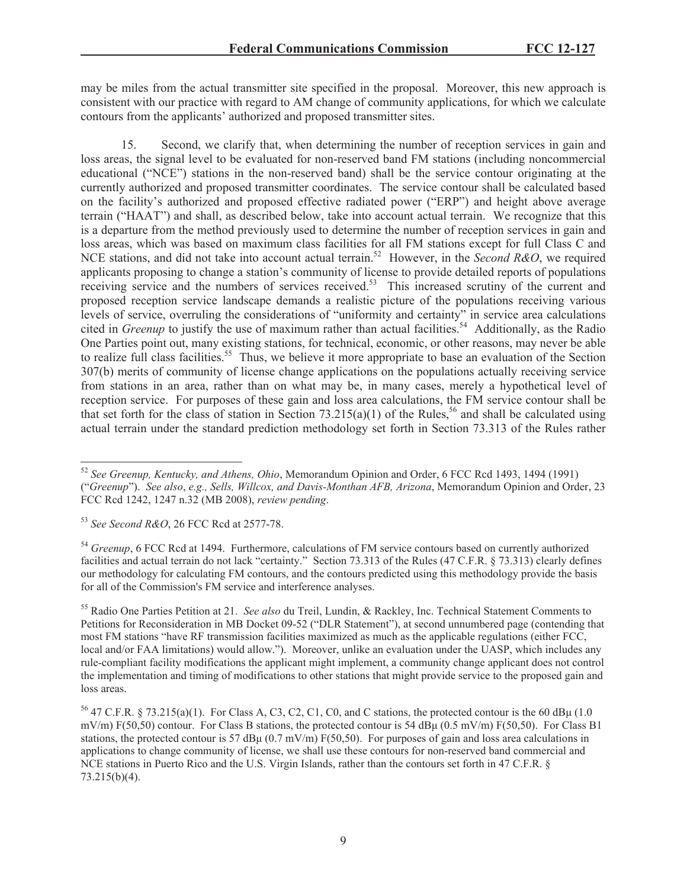may be miles from the actual transmitter site specified in the proposal. Moreover, this new approach is consistent with our practice with regard to AM change of community applications, for which we calculate contours from the applicants' authorized and proposed transmitter sites.

15. Second, we clarify that, when determining the number of reception services in gain and loss areas, the signal level to be evaluated for non-reserved band FM stations (including noncommercial educational ("NCE") stations in the non-reserved band) shall be the service contour originating at the currently authorized and proposed transmitter coordinates. The service contour shall be calculated based on the facility's authorized and proposed effective radiated power ("ERP") and height above average terrain ("HAAT") and shall, as described below, take into account actual terrain. We recognize that this is a departure from the method previously used to determine the number of reception services in gain and loss areas, which was based on maximum class facilities for all FM stations except for full Class C and NCE stations, and did not take into account actual terrain.[52] However, in the *Second R&O*, we required applicants proposing to change a station's community of license to provide detailed reports of populations receiving service and the numbers of services received.[53] This increased scrutiny of the current and proposed reception service landscape demands a realistic picture of the populations receiving various levels of service, overruling the considerations of "uniformity and certainty" in service area calculations cited in *Greenup* to justify the use of maximum rather than actual facilities.[54] Additionally, as the Radio One Parties point out, many existing stations, for technical, economic, or other reasons, may never be able to realize full class facilities.[55] Thus, we believe it more appropriate to base an evaluation of the Section 307(b) merits of community of license change applications on the populations actually receiving service from stations in an area, rather than on what may be, in many cases, merely a hypothetical level of reception service. For purposes of these gain and loss area calculations, the FM service contour shall be that set forth for the class of station in Section 73.215(a)(1) of the Rules,[56] and shall be calculated using actual terrain under the standard prediction methodology set forth in Section 73.313 of the Rules rather

---

[52] *See Greenup, Kentucky, and Athens, Ohio*, Memorandum Opinion and Order, 6 FCC Rcd 1493, 1494 (1991) ("*Greenup*"). *See also*, *e.g., Sells, Willcox, and Davis-Monthan AFB, Arizona*, Memorandum Opinion and Order, 23 FCC Rcd 1242, 1247 n.32 (MB 2008), *review pending*.

[53] *See Second R&O*, 26 FCC Rcd at 2577-78.

[54] *Greenup*, 6 FCC Rcd at 1494. Furthermore, calculations of FM service contours based on currently authorized facilities and actual terrain do not lack "certainty." Section 73.313 of the Rules (47 C.F.R. § 73.313) clearly defines our methodology for calculating FM contours, and the contours predicted using this methodology provide the basis for all of the Commission's FM service and interference analyses.

[55] Radio One Parties Petition at 21. *See also* du Treil, Lundin, & Rackley, Inc. Technical Statement Comments to Petitions for Reconsideration in MB Docket 09-52 ("DLR Statement"), at second unnumbered page (contending that most FM stations "have RF transmission facilities maximized as much as the applicable regulations (either FCC, local and/or FAA limitations) would allow."). Moreover, unlike an evaluation under the UASP, which includes any rule-compliant facility modifications the applicant might implement, a community change applicant does not control the implementation and timing of modifications to other stations that might provide service to the proposed gain and loss areas.

[56] 47 C.F.R. § 73.215(a)(1). For Class A, C3, C2, C1, C0, and C stations, the protected contour is the 60 dBμ (1.0 mV/m) F(50,50) contour. For Class B stations, the protected contour is 54 dBμ (0.5 mV/m) F(50,50). For Class B1 stations, the protected contour is 57 dBμ (0.7 mV/m) F(50,50). For purposes of gain and loss area calculations in applications to change community of license, we shall use these contours for non-reserved band commercial and NCE stations in Puerto Rico and the U.S. Virgin Islands, rather than the contours set forth in 47 C.F.R. § 73.215(b)(4).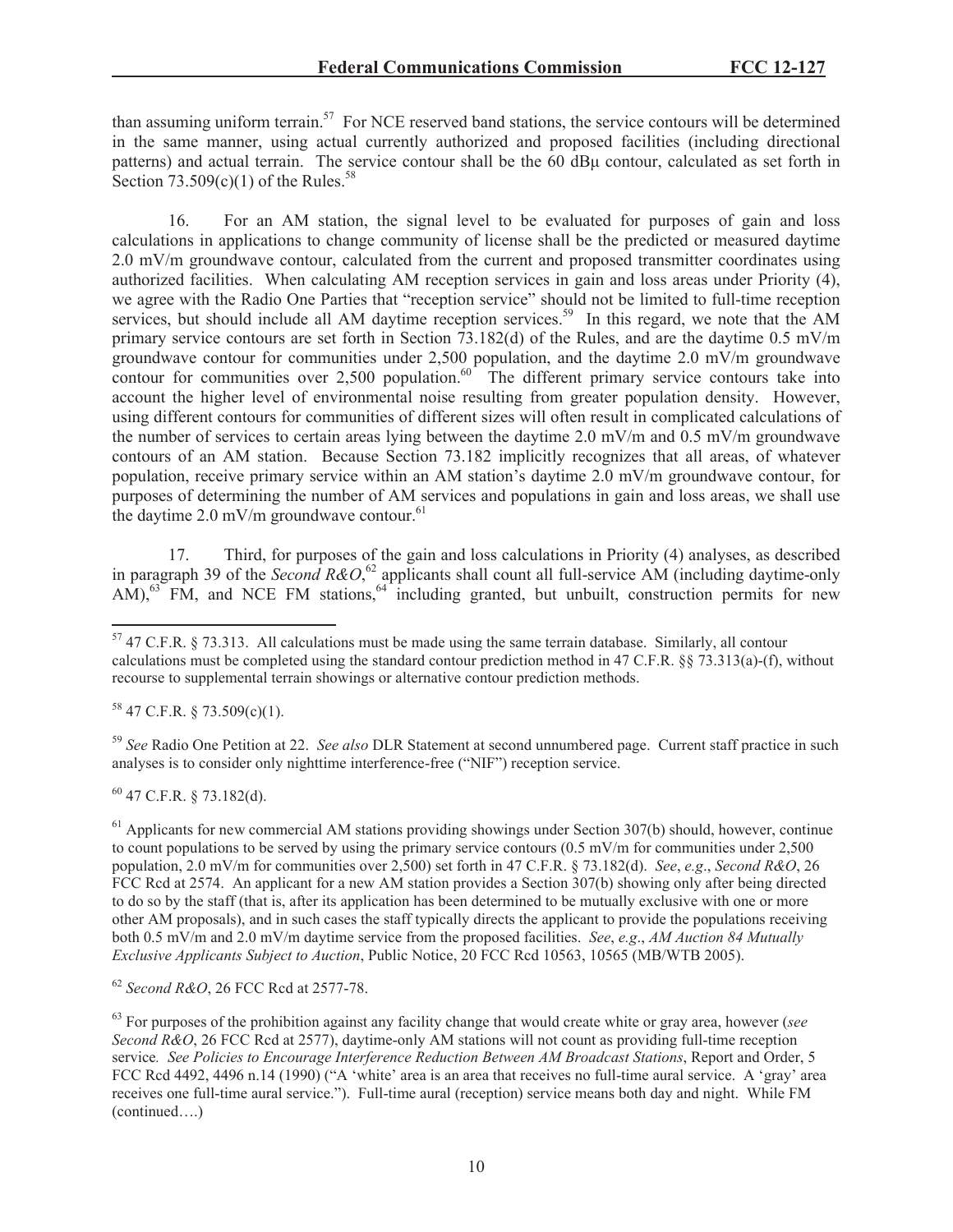than assuming uniform terrain.[57] For NCE reserved band stations, the service contours will be determined in the same manner, using actual currently authorized and proposed facilities (including directional patterns) and actual terrain. The service contour shall be the 60 dBμ contour, calculated as set forth in Section 73.509(c)(1) of the Rules.[58]

16. For an AM station, the signal level to be evaluated for purposes of gain and loss calculations in applications to change community of license shall be the predicted or measured daytime 2.0 mV/m groundwave contour, calculated from the current and proposed transmitter coordinates using authorized facilities. When calculating AM reception services in gain and loss areas under Priority (4), we agree with the Radio One Parties that "reception service" should not be limited to full-time reception services, but should include all AM daytime reception services.[59] In this regard, we note that the AM primary service contours are set forth in Section 73.182(d) of the Rules, and are the daytime 0.5 mV/m groundwave contour for communities under 2,500 population, and the daytime 2.0 mV/m groundwave contour for communities over 2,500 population.[60] The different primary service contours take into account the higher level of environmental noise resulting from greater population density. However, using different contours for communities of different sizes will often result in complicated calculations of the number of services to certain areas lying between the daytime 2.0 mV/m and 0.5 mV/m groundwave contours of an AM station. Because Section 73.182 implicitly recognizes that all areas, of whatever population, receive primary service within an AM station's daytime 2.0 mV/m groundwave contour, for purposes of determining the number of AM services and populations in gain and loss areas, we shall use the daytime 2.0 mV/m groundwave contour.[61]

17. Third, for purposes of the gain and loss calculations in Priority (4) analyses, as described in paragraph 39 of the *Second R&O*,[62] applicants shall count all full-service AM (including daytime-only AM),[63] FM, and NCE FM stations,[64] including granted, but unbuilt, construction permits for new

---

[57] 47 C.F.R. § 73.313. All calculations must be made using the same terrain database. Similarly, all contour calculations must be completed using the standard contour prediction method in 47 C.F.R. §§ 73.313(a)-(f), without recourse to supplemental terrain showings or alternative contour prediction methods.

[58] 47 C.F.R. § 73.509(c)(1).

[59] *See* Radio One Petition at 22. *See also* DLR Statement at second unnumbered page. Current staff practice in such analyses is to consider only nighttime interference-free ("NIF") reception service.

[60] 47 C.F.R. § 73.182(d).

[61] Applicants for new commercial AM stations providing showings under Section 307(b) should, however, continue to count populations to be served by using the primary service contours (0.5 mV/m for communities under 2,500 population, 2.0 mV/m for communities over 2,500) set forth in 47 C.F.R. § 73.182(d). *See*, *e.g*., *Second R&O*, 26 FCC Rcd at 2574. An applicant for a new AM station provides a Section 307(b) showing only after being directed to do so by the staff (that is, after its application has been determined to be mutually exclusive with one or more other AM proposals), and in such cases the staff typically directs the applicant to provide the populations receiving both 0.5 mV/m and 2.0 mV/m daytime service from the proposed facilities. *See*, *e.g*., *AM Auction 84 Mutually Exclusive Applicants Subject to Auction*, Public Notice, 20 FCC Rcd 10563, 10565 (MB/WTB 2005).

[62] *Second R&O*, 26 FCC Rcd at 2577-78.

[63] For purposes of the prohibition against any facility change that would create white or gray area, however (*see Second R&O*, 26 FCC Rcd at 2577), daytime-only AM stations will not count as providing full-time reception service*. See Policies to Encourage Interference Reduction Between AM Broadcast Stations*, Report and Order, 5 FCC Rcd 4492, 4496 n.14 (1990) ("A 'white' area is an area that receives no full-time aural service. A 'gray' area receives one full-time aural service."). Full-time aural (reception) service means both day and night. While FM (continued….)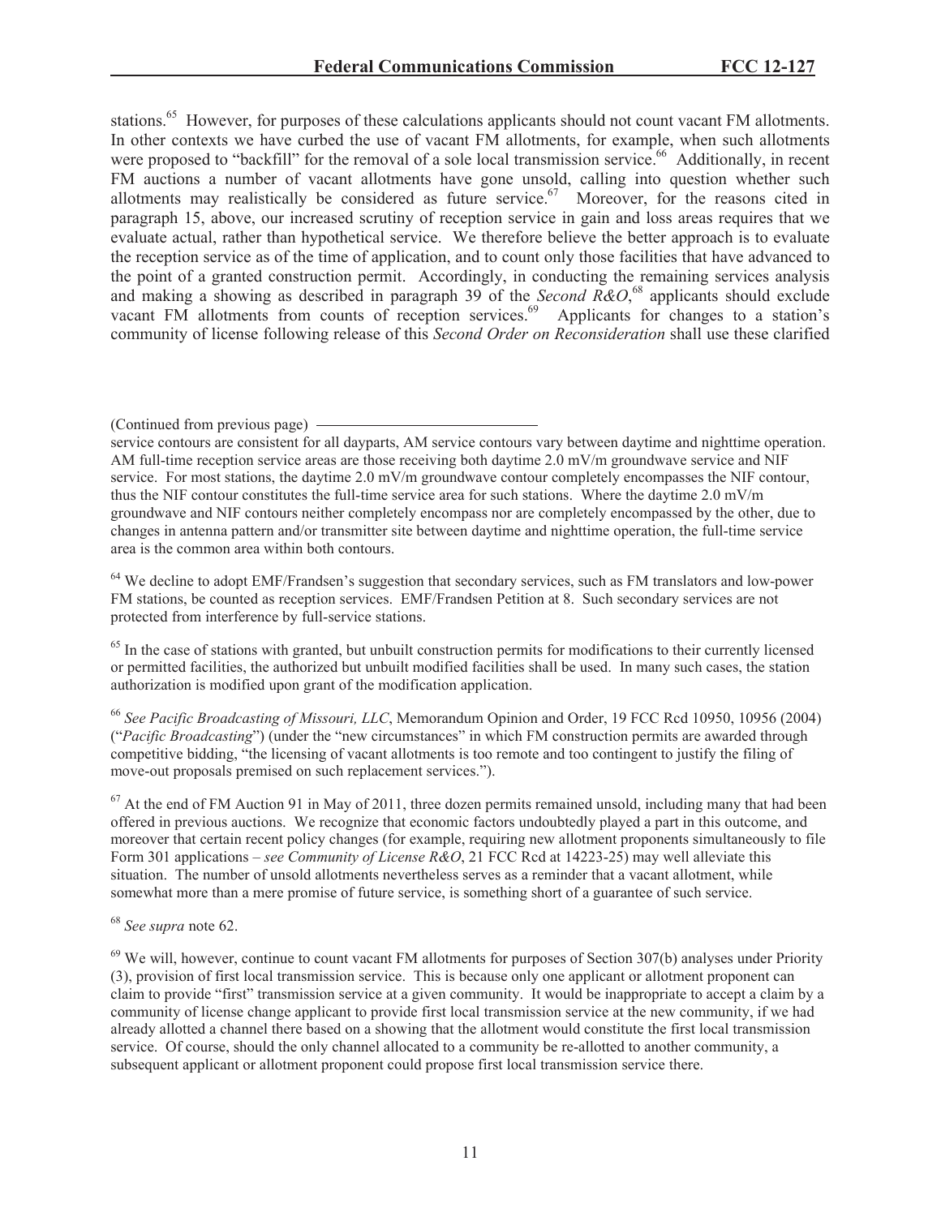stations.[65] However, for purposes of these calculations applicants should not count vacant FM allotments. In other contexts we have curbed the use of vacant FM allotments, for example, when such allotments were proposed to "backfill" for the removal of a sole local transmission service.[66] Additionally, in recent FM auctions a number of vacant allotments have gone unsold, calling into question whether such allotments may realistically be considered as future service.[67] Moreover, for the reasons cited in paragraph 15, above, our increased scrutiny of reception service in gain and loss areas requires that we evaluate actual, rather than hypothetical service. We therefore believe the better approach is to evaluate the reception service as of the time of application, and to count only those facilities that have advanced to the point of a granted construction permit. Accordingly, in conducting the remaining services analysis and making a showing as described in paragraph 39 of the *Second R&O*,[68] applicants should exclude vacant FM allotments from counts of reception services.[69] Applicants for changes to a station's community of license following release of this *Second Order on Reconsideration* shall use these clarified

(Continued from previous page)

service contours are consistent for all dayparts, AM service contours vary between daytime and nighttime operation. AM full-time reception service areas are those receiving both daytime 2.0 mV/m groundwave service and NIF service. For most stations, the daytime 2.0 mV/m groundwave contour completely encompasses the NIF contour, thus the NIF contour constitutes the full-time service area for such stations. Where the daytime 2.0 mV/m groundwave and NIF contours neither completely encompass nor are completely encompassed by the other, due to changes in antenna pattern and/or transmitter site between daytime and nighttime operation, the full-time service area is the common area within both contours.

[64] We decline to adopt EMF/Frandsen's suggestion that secondary services, such as FM translators and low-power FM stations, be counted as reception services. EMF/Frandsen Petition at 8. Such secondary services are not protected from interference by full-service stations.

[65] In the case of stations with granted, but unbuilt construction permits for modifications to their currently licensed or permitted facilities, the authorized but unbuilt modified facilities shall be used. In many such cases, the station authorization is modified upon grant of the modification application.

[66] *See Pacific Broadcasting of Missouri, LLC*, Memorandum Opinion and Order, 19 FCC Rcd 10950, 10956 (2004) ("*Pacific Broadcasting*") (under the "new circumstances" in which FM construction permits are awarded through competitive bidding, "the licensing of vacant allotments is too remote and too contingent to justify the filing of move-out proposals premised on such replacement services.").

[67] At the end of FM Auction 91 in May of 2011, three dozen permits remained unsold, including many that had been offered in previous auctions. We recognize that economic factors undoubtedly played a part in this outcome, and moreover that certain recent policy changes (for example, requiring new allotment proponents simultaneously to file Form 301 applications – *see Community of License R&O*, 21 FCC Rcd at 14223-25) may well alleviate this situation. The number of unsold allotments nevertheless serves as a reminder that a vacant allotment, while somewhat more than a mere promise of future service, is something short of a guarantee of such service.

[68] *See supra* note 62.

[69] We will, however, continue to count vacant FM allotments for purposes of Section 307(b) analyses under Priority (3), provision of first local transmission service. This is because only one applicant or allotment proponent can claim to provide "first" transmission service at a given community. It would be inappropriate to accept a claim by a community of license change applicant to provide first local transmission service at the new community, if we had already allotted a channel there based on a showing that the allotment would constitute the first local transmission service. Of course, should the only channel allocated to a community be re-allotted to another community, a subsequent applicant or allotment proponent could propose first local transmission service there.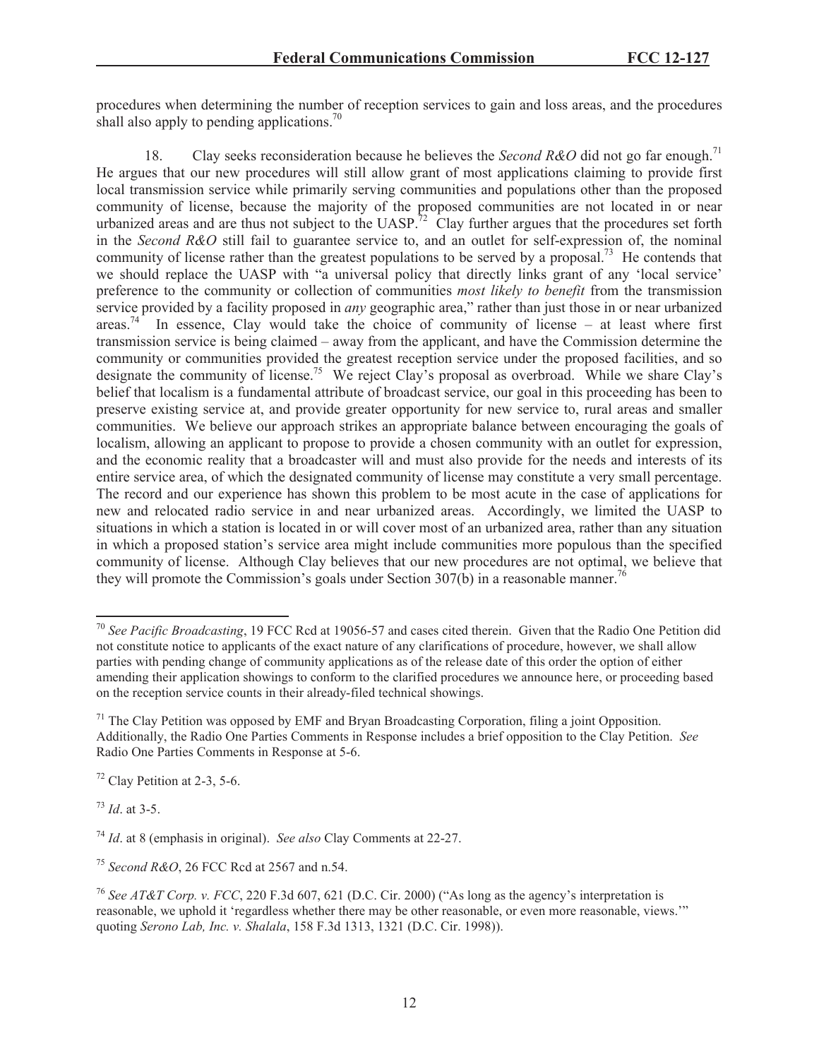procedures when determining the number of reception services to gain and loss areas, and the procedures shall also apply to pending applications.[70]

18. Clay seeks reconsideration because he believes the *Second R&O* did not go far enough.[71] He argues that our new procedures will still allow grant of most applications claiming to provide first local transmission service while primarily serving communities and populations other than the proposed community of license, because the majority of the proposed communities are not located in or near urbanized areas and are thus not subject to the UASP.[72] Clay further argues that the procedures set forth in the *Second R&O* still fail to guarantee service to, and an outlet for self-expression of, the nominal community of license rather than the greatest populations to be served by a proposal.[73] He contends that we should replace the UASP with "a universal policy that directly links grant of any 'local service' preference to the community or collection of communities *most likely to benefit* from the transmission service provided by a facility proposed in *any* geographic area," rather than just those in or near urbanized areas.[74] In essence, Clay would take the choice of community of license – at least where first transmission service is being claimed – away from the applicant, and have the Commission determine the community or communities provided the greatest reception service under the proposed facilities, and so designate the community of license.[75] We reject Clay's proposal as overbroad. While we share Clay's belief that localism is a fundamental attribute of broadcast service, our goal in this proceeding has been to preserve existing service at, and provide greater opportunity for new service to, rural areas and smaller communities. We believe our approach strikes an appropriate balance between encouraging the goals of localism, allowing an applicant to propose to provide a chosen community with an outlet for expression, and the economic reality that a broadcaster will and must also provide for the needs and interests of its entire service area, of which the designated community of license may constitute a very small percentage. The record and our experience has shown this problem to be most acute in the case of applications for new and relocated radio service in and near urbanized areas. Accordingly, we limited the UASP to situations in which a station is located in or will cover most of an urbanized area, rather than any situation in which a proposed station's service area might include communities more populous than the specified community of license. Although Clay believes that our new procedures are not optimal, we believe that they will promote the Commission's goals under Section 307(b) in a reasonable manner.[76]

---

[70] *See Pacific Broadcasting*, 19 FCC Rcd at 19056-57 and cases cited therein. Given that the Radio One Petition did not constitute notice to applicants of the exact nature of any clarifications of procedure, however, we shall allow parties with pending change of community applications as of the release date of this order the option of either amending their application showings to conform to the clarified procedures we announce here, or proceeding based on the reception service counts in their already-filed technical showings.

[71] The Clay Petition was opposed by EMF and Bryan Broadcasting Corporation, filing a joint Opposition. Additionally, the Radio One Parties Comments in Response includes a brief opposition to the Clay Petition. *See* Radio One Parties Comments in Response at 5-6.

[72] Clay Petition at 2-3, 5-6.

[73] *Id*. at 3-5.

[74] *Id*. at 8 (emphasis in original). *See also* Clay Comments at 22-27.

[75] *Second R&O*, 26 FCC Rcd at 2567 and n.54.

[76] *See AT&T Corp. v. FCC*, 220 F.3d 607, 621 (D.C. Cir. 2000) ("As long as the agency's interpretation is reasonable, we uphold it 'regardless whether there may be other reasonable, or even more reasonable, views.'" quoting *Serono Lab, Inc. v. Shalala*, 158 F.3d 1313, 1321 (D.C. Cir. 1998)).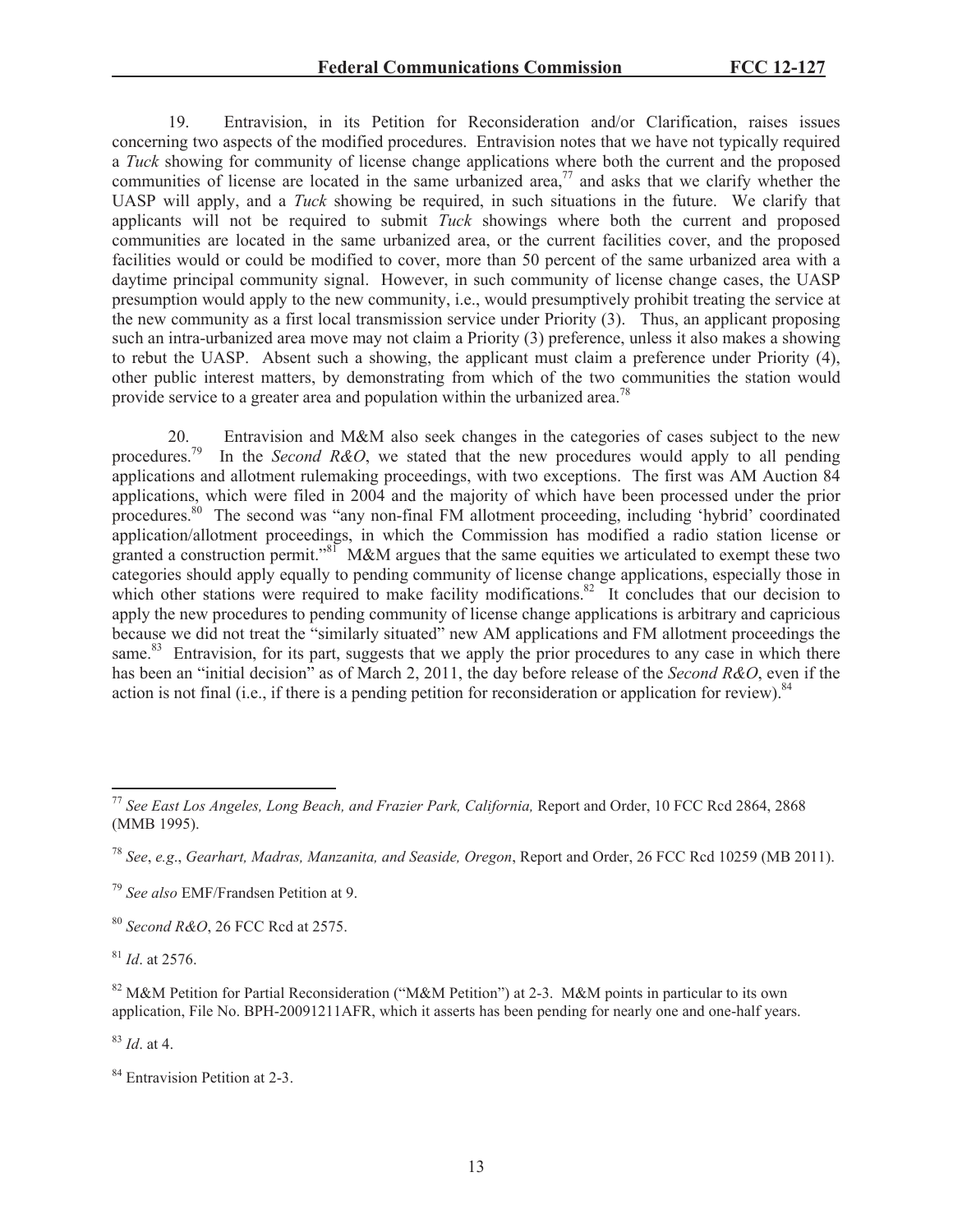19. Entravision, in its Petition for Reconsideration and/or Clarification, raises issues concerning two aspects of the modified procedures. Entravision notes that we have not typically required a *Tuck* showing for community of license change applications where both the current and the proposed communities of license are located in the same urbanized area,[77] and asks that we clarify whether the UASP will apply, and a *Tuck* showing be required, in such situations in the future. We clarify that applicants will not be required to submit *Tuck* showings where both the current and proposed communities are located in the same urbanized area, or the current facilities cover, and the proposed facilities would or could be modified to cover, more than 50 percent of the same urbanized area with a daytime principal community signal. However, in such community of license change cases, the UASP presumption would apply to the new community, i.e., would presumptively prohibit treating the service at the new community as a first local transmission service under Priority (3). Thus, an applicant proposing such an intra-urbanized area move may not claim a Priority (3) preference, unless it also makes a showing to rebut the UASP. Absent such a showing, the applicant must claim a preference under Priority (4), other public interest matters, by demonstrating from which of the two communities the station would provide service to a greater area and population within the urbanized area.[78]

20. Entravision and M&M also seek changes in the categories of cases subject to the new procedures.[79] In the *Second R&O*, we stated that the new procedures would apply to all pending applications and allotment rulemaking proceedings, with two exceptions. The first was AM Auction 84 applications, which were filed in 2004 and the majority of which have been processed under the prior procedures.[80] The second was "any non-final FM allotment proceeding, including 'hybrid' coordinated application/allotment proceedings, in which the Commission has modified a radio station license or granted a construction permit."[81] M&M argues that the same equities we articulated to exempt these two categories should apply equally to pending community of license change applications, especially those in which other stations were required to make facility modifications.[82] It concludes that our decision to apply the new procedures to pending community of license change applications is arbitrary and capricious because we did not treat the "similarly situated" new AM applications and FM allotment proceedings the same.[83] Entravision, for its part, suggests that we apply the prior procedures to any case in which there has been an "initial decision" as of March 2, 2011, the day before release of the *Second R&O*, even if the action is not final (i.e., if there is a pending petition for reconsideration or application for review).[84]

---

[77] *See East Los Angeles, Long Beach, and Frazier Park, California,* Report and Order, 10 FCC Rcd 2864, 2868 (MMB 1995).

[78] *See*, *e.g*., *Gearhart, Madras, Manzanita, and Seaside, Oregon*, Report and Order, 26 FCC Rcd 10259 (MB 2011).

[79] *See also* EMF/Frandsen Petition at 9.

[80] *Second R&O*, 26 FCC Rcd at 2575.

[81] *Id*. at 2576.

[82] M&M Petition for Partial Reconsideration ("M&M Petition") at 2-3. M&M points in particular to its own application, File No. BPH-20091211AFR, which it asserts has been pending for nearly one and one-half years.

[83] *Id*. at 4.

[84] Entravision Petition at 2-3.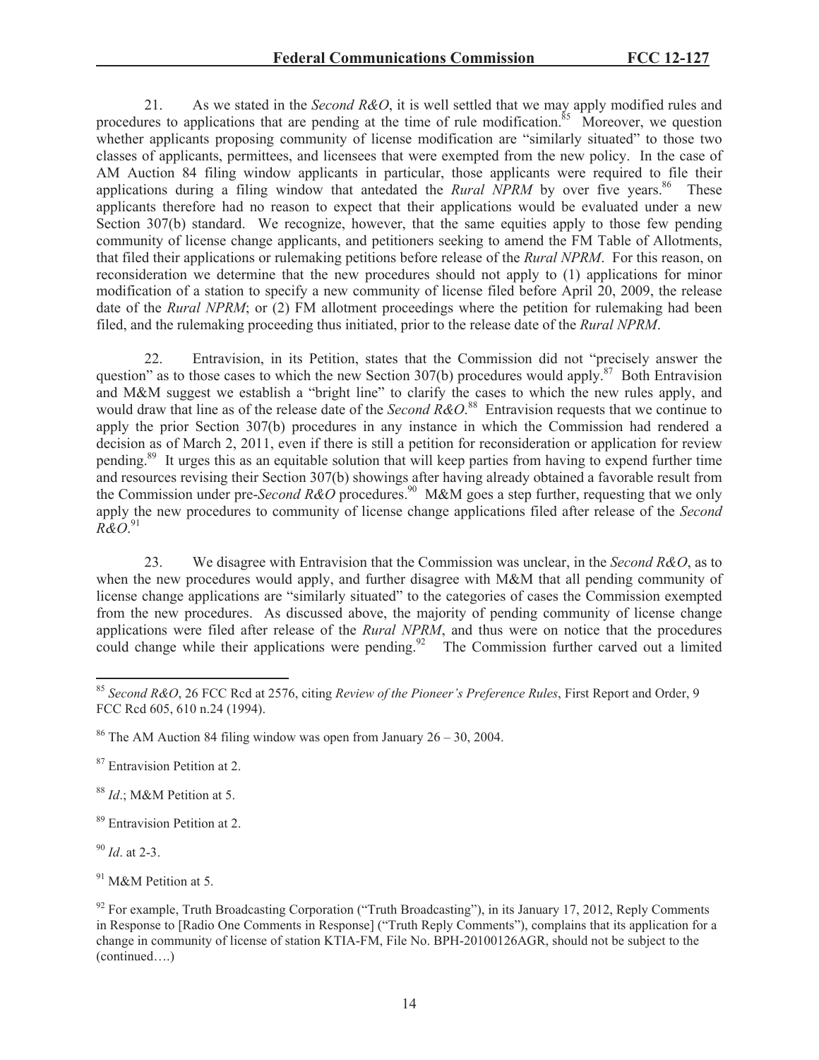21. As we stated in the *Second R&O*, it is well settled that we may apply modified rules and procedures to applications that are pending at the time of rule modification.[85] Moreover, we question whether applicants proposing community of license modification are "similarly situated" to those two classes of applicants, permittees, and licensees that were exempted from the new policy. In the case of AM Auction 84 filing window applicants in particular, those applicants were required to file their applications during a filing window that antedated the *Rural NPRM* by over five years.[86] These applicants therefore had no reason to expect that their applications would be evaluated under a new Section 307(b) standard. We recognize, however, that the same equities apply to those few pending community of license change applicants, and petitioners seeking to amend the FM Table of Allotments, that filed their applications or rulemaking petitions before release of the *Rural NPRM*. For this reason, on reconsideration we determine that the new procedures should not apply to (1) applications for minor modification of a station to specify a new community of license filed before April 20, 2009, the release date of the *Rural NPRM*; or (2) FM allotment proceedings where the petition for rulemaking had been filed, and the rulemaking proceeding thus initiated, prior to the release date of the *Rural NPRM*.

22. Entravision, in its Petition, states that the Commission did not "precisely answer the question" as to those cases to which the new Section 307(b) procedures would apply.[87] Both Entravision and M&M suggest we establish a "bright line" to clarify the cases to which the new rules apply, and would draw that line as of the release date of the *Second R&O*.[88] Entravision requests that we continue to apply the prior Section 307(b) procedures in any instance in which the Commission had rendered a decision as of March 2, 2011, even if there is still a petition for reconsideration or application for review pending.[89] It urges this as an equitable solution that will keep parties from having to expend further time and resources revising their Section 307(b) showings after having already obtained a favorable result from the Commission under pre-*Second R&O* procedures.[90] M&M goes a step further, requesting that we only apply the new procedures to community of license change applications filed after release of the *Second R&O*.[91]

23. We disagree with Entravision that the Commission was unclear, in the *Second R&O*, as to when the new procedures would apply, and further disagree with M&M that all pending community of license change applications are "similarly situated" to the categories of cases the Commission exempted from the new procedures. As discussed above, the majority of pending community of license change applications were filed after release of the *Rural NPRM*, and thus were on notice that the procedures could change while their applications were pending.[92] The Commission further carved out a limited

---

[85] *Second R&O*, 26 FCC Rcd at 2576, citing *Review of the Pioneer's Preference Rules*, First Report and Order, 9 FCC Rcd 605, 610 n.24 (1994).

[86] The AM Auction 84 filing window was open from January 26 – 30, 2004.

[87] Entravision Petition at 2.

[88] *Id*.; M&M Petition at 5.

[89] Entravision Petition at 2.

[90] *Id*. at 2-3.

[91] M&M Petition at 5.

[92] For example, Truth Broadcasting Corporation ("Truth Broadcasting"), in its January 17, 2012, Reply Comments in Response to [Radio One Comments in Response] ("Truth Reply Comments"), complains that its application for a change in community of license of station KTIA-FM, File No. BPH-20100126AGR, should not be subject to the (continued….)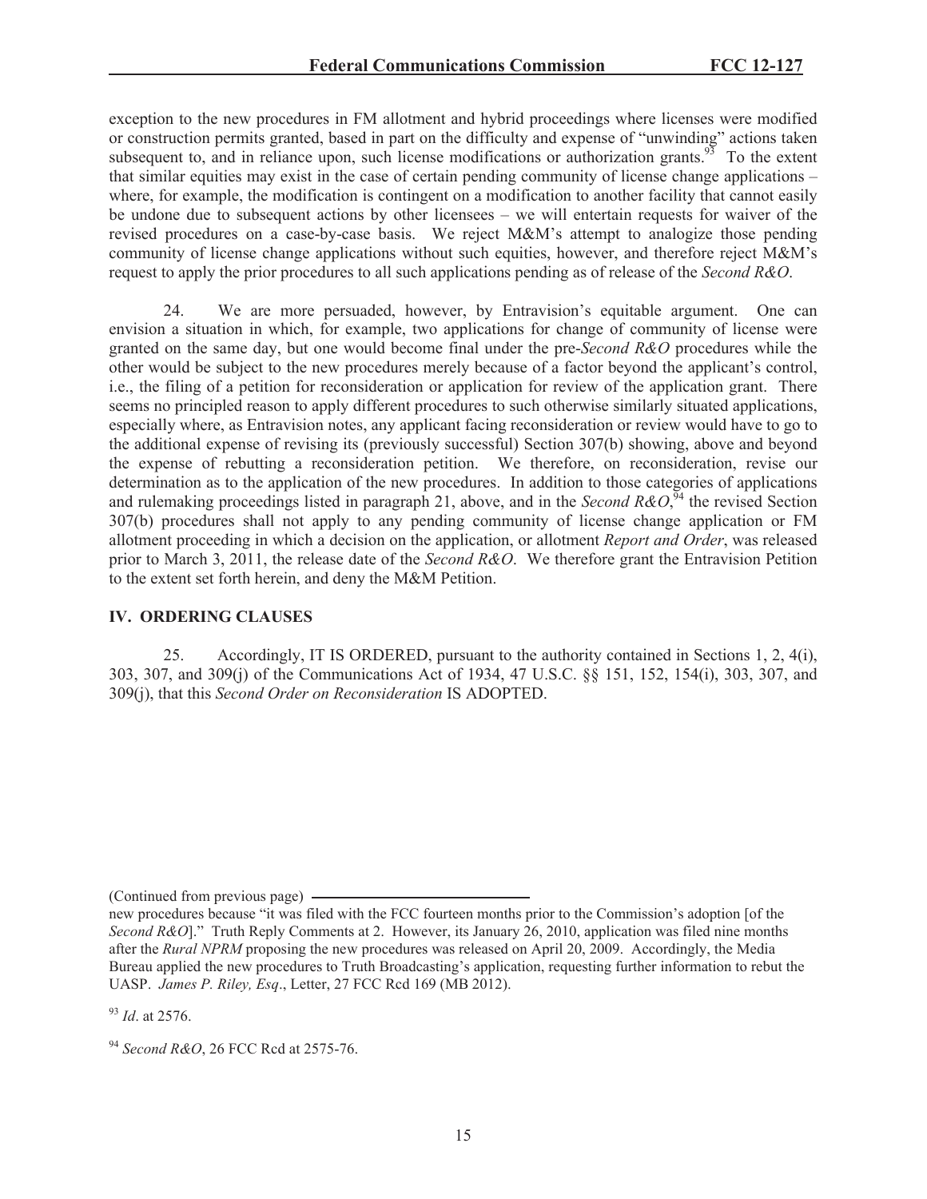exception to the new procedures in FM allotment and hybrid proceedings where licenses were modified or construction permits granted, based in part on the difficulty and expense of "unwinding" actions taken subsequent to, and in reliance upon, such license modifications or authorization grants.[93] To the extent that similar equities may exist in the case of certain pending community of license change applications – where, for example, the modification is contingent on a modification to another facility that cannot easily be undone due to subsequent actions by other licensees – we will entertain requests for waiver of the revised procedures on a case-by-case basis. We reject M&M's attempt to analogize those pending community of license change applications without such equities, however, and therefore reject M&M's request to apply the prior procedures to all such applications pending as of release of the *Second R&O*.

24. We are more persuaded, however, by Entravision's equitable argument. One can envision a situation in which, for example, two applications for change of community of license were granted on the same day, but one would become final under the pre-*Second R&O* procedures while the other would be subject to the new procedures merely because of a factor beyond the applicant's control, i.e., the filing of a petition for reconsideration or application for review of the application grant. There seems no principled reason to apply different procedures to such otherwise similarly situated applications, especially where, as Entravision notes, any applicant facing reconsideration or review would have to go to the additional expense of revising its (previously successful) Section 307(b) showing, above and beyond the expense of rebutting a reconsideration petition. We therefore, on reconsideration, revise our determination as to the application of the new procedures. In addition to those categories of applications and rulemaking proceedings listed in paragraph 21, above, and in the *Second R&O*,[94] the revised Section 307(b) procedures shall not apply to any pending community of license change application or FM allotment proceeding in which a decision on the application, or allotment *Report and Order*, was released prior to March 3, 2011, the release date of the *Second R&O*. We therefore grant the Entravision Petition to the extent set forth herein, and deny the M&M Petition.

## IV. ORDERING CLAUSES

25. Accordingly, IT IS ORDERED, pursuant to the authority contained in Sections 1, 2, 4(i), 303, 307, and 309(j) of the Communications Act of 1934, 47 U.S.C. §§ 151, 152, 154(i), 303, 307, and 309(j), that this *Second Order on Reconsideration* IS ADOPTED.

---

(Continued from previous page)
new procedures because "it was filed with the FCC fourteen months prior to the Commission's adoption [of the *Second R&O*]." Truth Reply Comments at 2. However, its January 26, 2010, application was filed nine months after the *Rural NPRM* proposing the new procedures was released on April 20, 2009. Accordingly, the Media Bureau applied the new procedures to Truth Broadcasting's application, requesting further information to rebut the UASP. *James P. Riley, Esq*., Letter, 27 FCC Rcd 169 (MB 2012).

[93] *Id*. at 2576.

[94] *Second R&O*, 26 FCC Rcd at 2575-76.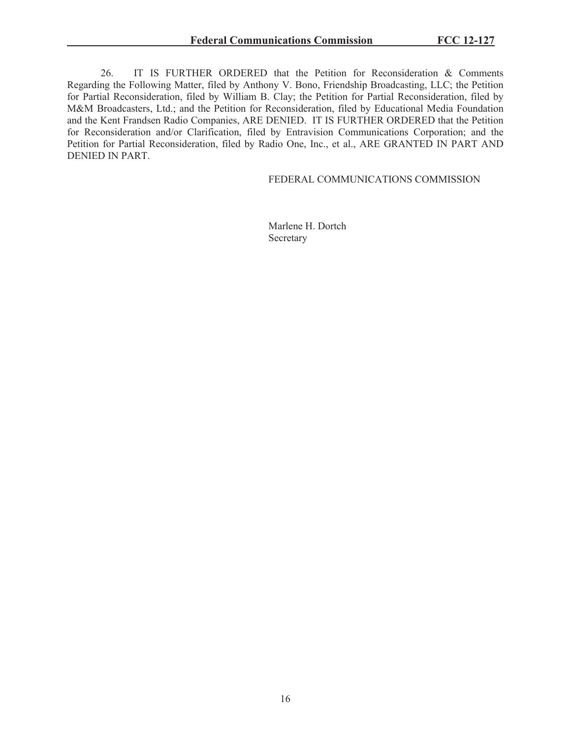26. IT IS FURTHER ORDERED that the Petition for Reconsideration & Comments Regarding the Following Matter, filed by Anthony V. Bono, Friendship Broadcasting, LLC; the Petition for Partial Reconsideration, filed by William B. Clay; the Petition for Partial Reconsideration, filed by M&M Broadcasters, Ltd.; and the Petition for Reconsideration, filed by Educational Media Foundation and the Kent Frandsen Radio Companies, ARE DENIED. IT IS FURTHER ORDERED that the Petition for Reconsideration and/or Clarification, filed by Entravision Communications Corporation; and the Petition for Partial Reconsideration, filed by Radio One, Inc., et al., ARE GRANTED IN PART AND DENIED IN PART.

FEDERAL COMMUNICATIONS COMMISSION

Marlene H. Dortch
Secretary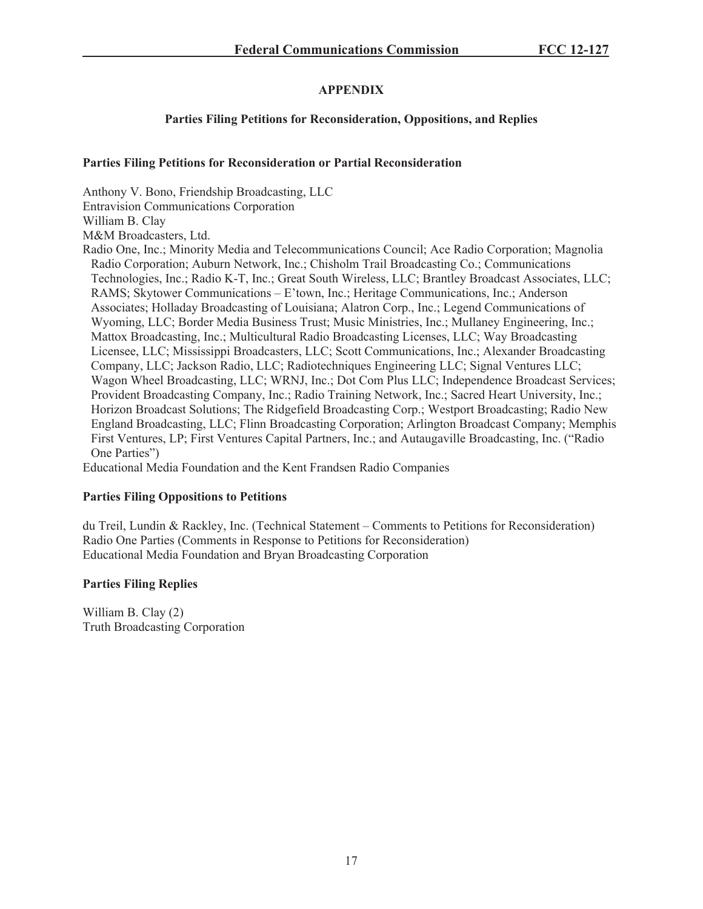## APPENDIX

### Parties Filing Petitions for Reconsideration, Oppositions, and Replies

**Parties Filing Petitions for Reconsideration or Partial Reconsideration**

Anthony V. Bono, Friendship Broadcasting, LLC
Entravision Communications Corporation
William B. Clay
M&M Broadcasters, Ltd.
Radio One, Inc.; Minority Media and Telecommunications Council; Ace Radio Corporation; Magnolia Radio Corporation; Auburn Network, Inc.; Chisholm Trail Broadcasting Co.; Communications Technologies, Inc.; Radio K-T, Inc.; Great South Wireless, LLC; Brantley Broadcast Associates, LLC; RAMS; Skytower Communications – E'town, Inc.; Heritage Communications, Inc.; Anderson Associates; Holladay Broadcasting of Louisiana; Alatron Corp., Inc.; Legend Communications of Wyoming, LLC; Border Media Business Trust; Music Ministries, Inc.; Mullaney Engineering, Inc.; Mattox Broadcasting, Inc.; Multicultural Radio Broadcasting Licenses, LLC; Way Broadcasting Licensee, LLC; Mississippi Broadcasters, LLC; Scott Communications, Inc.; Alexander Broadcasting Company, LLC; Jackson Radio, LLC; Radiotechniques Engineering LLC; Signal Ventures LLC; Wagon Wheel Broadcasting, LLC; WRNJ, Inc.; Dot Com Plus LLC; Independence Broadcast Services; Provident Broadcasting Company, Inc.; Radio Training Network, Inc.; Sacred Heart University, Inc.; Horizon Broadcast Solutions; The Ridgefield Broadcasting Corp.; Westport Broadcasting; Radio New England Broadcasting, LLC; Flinn Broadcasting Corporation; Arlington Broadcast Company; Memphis First Ventures, LP; First Ventures Capital Partners, Inc.; and Autaugaville Broadcasting, Inc. ("Radio One Parties")
Educational Media Foundation and the Kent Frandsen Radio Companies

**Parties Filing Oppositions to Petitions**

du Treil, Lundin & Rackley, Inc. (Technical Statement – Comments to Petitions for Reconsideration)
Radio One Parties (Comments in Response to Petitions for Reconsideration)
Educational Media Foundation and Bryan Broadcasting Corporation

**Parties Filing Replies**

William B. Clay (2)
Truth Broadcasting Corporation